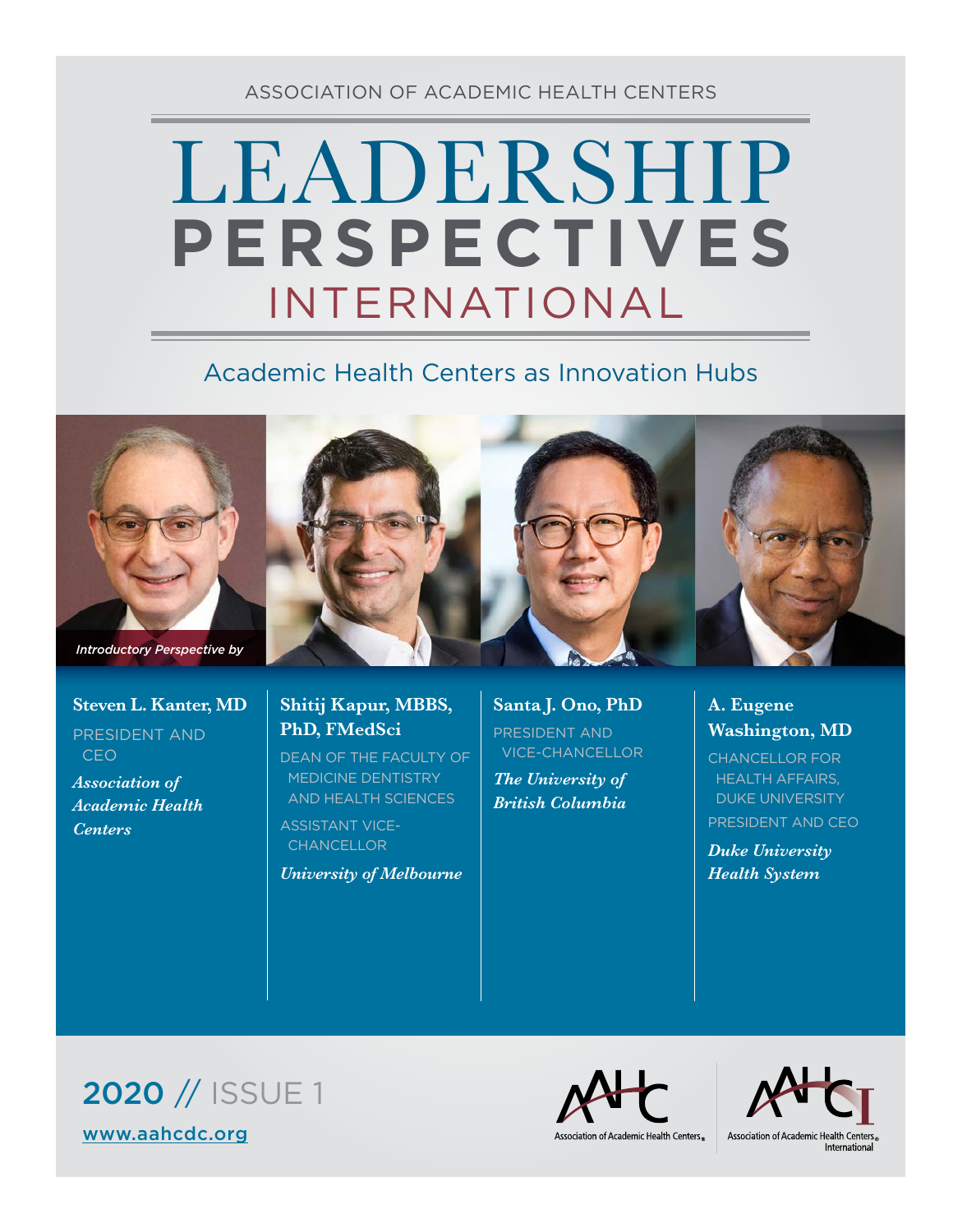ASSOCIATION OF ACADEMIC HEALTH CENTERS

# LEADERSHIP PERSPECTIVES INTERNATIONAL

## Academic Health Centers as Innovation Hubs

*Introductory Perspective by*

**Steven L. Kanter, MD**
PRESIDENT AND CEO
***Association of Academic Health Centers***

**Shitij Kapur, MBBS, PhD, FMedSci**
DEAN OF THE FACULTY OF MEDICINE DENTISTRY AND HEALTH SCIENCES
ASSISTANT VICE-CHANCELLOR
***University of Melbourne***

**Santa J. Ono, PhD**
PRESIDENT AND VICE-CHANCELLOR
***The University of British Columbia***

**A. Eugene Washington, MD**
CHANCELLOR FOR HEALTH AFFAIRS, DUKE UNIVERSITY
PRESIDENT AND CEO
***Duke University Health System***

2020 // ISSUE 1

www.aahcdc.org

Association of Academic Health Centers

Association of Academic Health Centers International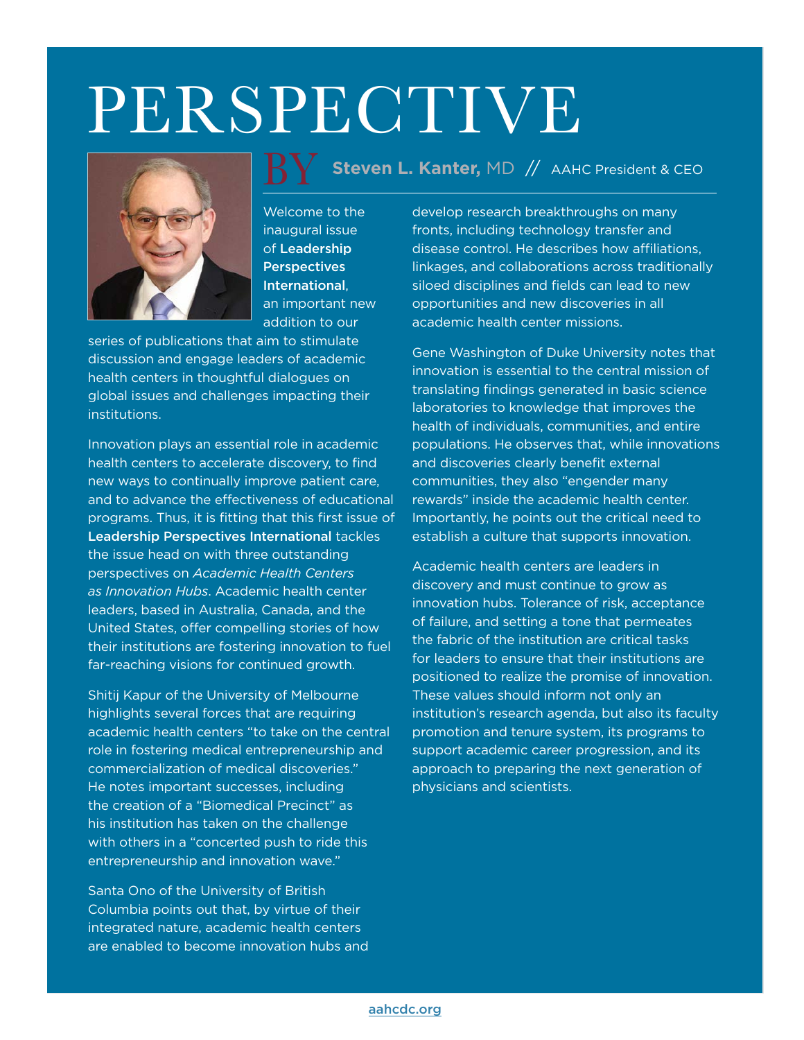# PERSPECTIVE

BY **Steven L. Kanter,** MD // AAHC President & CEO

Welcome to the inaugural issue of **Leadership Perspectives International**, an important new addition to our series of publications that aim to stimulate discussion and engage leaders of academic health centers in thoughtful dialogues on global issues and challenges impacting their institutions.

Innovation plays an essential role in academic health centers to accelerate discovery, to find new ways to continually improve patient care, and to advance the effectiveness of educational programs. Thus, it is fitting that this first issue of **Leadership Perspectives International** tackles the issue head on with three outstanding perspectives on *Academic Health Centers as Innovation Hubs*. Academic health center leaders, based in Australia, Canada, and the United States, offer compelling stories of how their institutions are fostering innovation to fuel far-reaching visions for continued growth.

Shitij Kapur of the University of Melbourne highlights several forces that are requiring academic health centers "to take on the central role in fostering medical entrepreneurship and commercialization of medical discoveries." He notes important successes, including the creation of a "Biomedical Precinct" as his institution has taken on the challenge with others in a "concerted push to ride this entrepreneurship and innovation wave."

Santa Ono of the University of British Columbia points out that, by virtue of their integrated nature, academic health centers are enabled to become innovation hubs and develop research breakthroughs on many fronts, including technology transfer and disease control. He describes how affiliations, linkages, and collaborations across traditionally siloed disciplines and fields can lead to new opportunities and new discoveries in all academic health center missions.

Gene Washington of Duke University notes that innovation is essential to the central mission of translating findings generated in basic science laboratories to knowledge that improves the health of individuals, communities, and entire populations. He observes that, while innovations and discoveries clearly benefit external communities, they also "engender many rewards" inside the academic health center. Importantly, he points out the critical need to establish a culture that supports innovation.

Academic health centers are leaders in discovery and must continue to grow as innovation hubs. Tolerance of risk, acceptance of failure, and setting a tone that permeates the fabric of the institution are critical tasks for leaders to ensure that their institutions are positioned to realize the promise of innovation. These values should inform not only an institution's research agenda, but also its faculty promotion and tenure system, its programs to support academic career progression, and its approach to preparing the next generation of physicians and scientists.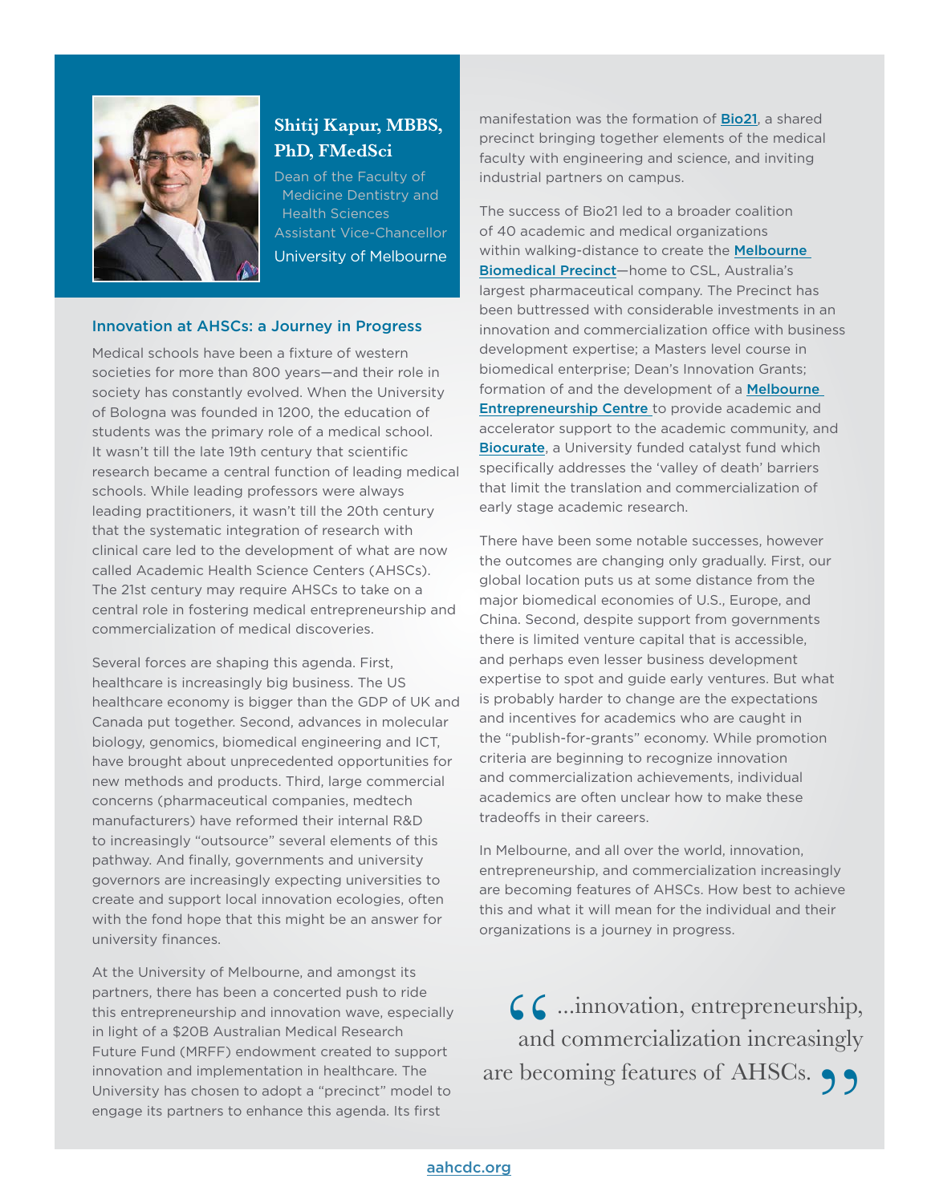**Shitij Kapur, MBBS, PhD, FMedSci**

Dean of the Faculty of Medicine Dentistry and Health Sciences
Assistant Vice-Chancellor
University of Melbourne

### Innovation at AHSCs: a Journey in Progress

Medical schools have been a fixture of western societies for more than 800 years—and their role in society has constantly evolved. When the University of Bologna was founded in 1200, the education of students was the primary role of a medical school. It wasn't till the late 19th century that scientific research became a central function of leading medical schools. While leading professors were always leading practitioners, it wasn't till the 20th century that the systematic integration of research with clinical care led to the development of what are now called Academic Health Science Centers (AHSCs). The 21st century may require AHSCs to take on a central role in fostering medical entrepreneurship and commercialization of medical discoveries.

Several forces are shaping this agenda. First, healthcare is increasingly big business. The US healthcare economy is bigger than the GDP of UK and Canada put together. Second, advances in molecular biology, genomics, biomedical engineering and ICT, have brought about unprecedented opportunities for new methods and products. Third, large commercial concerns (pharmaceutical companies, medtech manufacturers) have reformed their internal R&D to increasingly "outsource" several elements of this pathway. And finally, governments and university governors are increasingly expecting universities to create and support local innovation ecologies, often with the fond hope that this might be an answer for university finances.

At the University of Melbourne, and amongst its partners, there has been a concerted push to ride this entrepreneurship and innovation wave, especially in light of a $20B Australian Medical Research Future Fund (MRFF) endowment created to support innovation and implementation in healthcare. The University has chosen to adopt a "precinct" model to engage its partners to enhance this agenda. Its first manifestation was the formation of Bio21, a shared precinct bringing together elements of the medical faculty with engineering and science, and inviting industrial partners on campus.

The success of Bio21 led to a broader coalition of 40 academic and medical organizations within walking-distance to create the Melbourne Biomedical Precinct—home to CSL, Australia's largest pharmaceutical company. The Precinct has been buttressed with considerable investments in an innovation and commercialization office with business development expertise; a Masters level course in biomedical enterprise; Dean's Innovation Grants; formation of and the development of a Melbourne Entrepreneurship Centre to provide academic and accelerator support to the academic community, and Biocurate, a University funded catalyst fund which specifically addresses the 'valley of death' barriers that limit the translation and commercialization of early stage academic research.

There have been some notable successes, however the outcomes are changing only gradually. First, our global location puts us at some distance from the major biomedical economies of U.S., Europe, and China. Second, despite support from governments there is limited venture capital that is accessible, and perhaps even lesser business development expertise to spot and guide early ventures. But what is probably harder to change are the expectations and incentives for academics who are caught in the "publish-for-grants" economy. While promotion criteria are beginning to recognize innovation and commercialization achievements, individual academics are often unclear how to make these tradeoffs in their careers.

In Melbourne, and all over the world, innovation, entrepreneurship, and commercialization increasingly are becoming features of AHSCs. How best to achieve this and what it will mean for the individual and their organizations is a journey in progress.

> "...innovation, entrepreneurship, and commercialization increasingly are becoming features of AHSCs."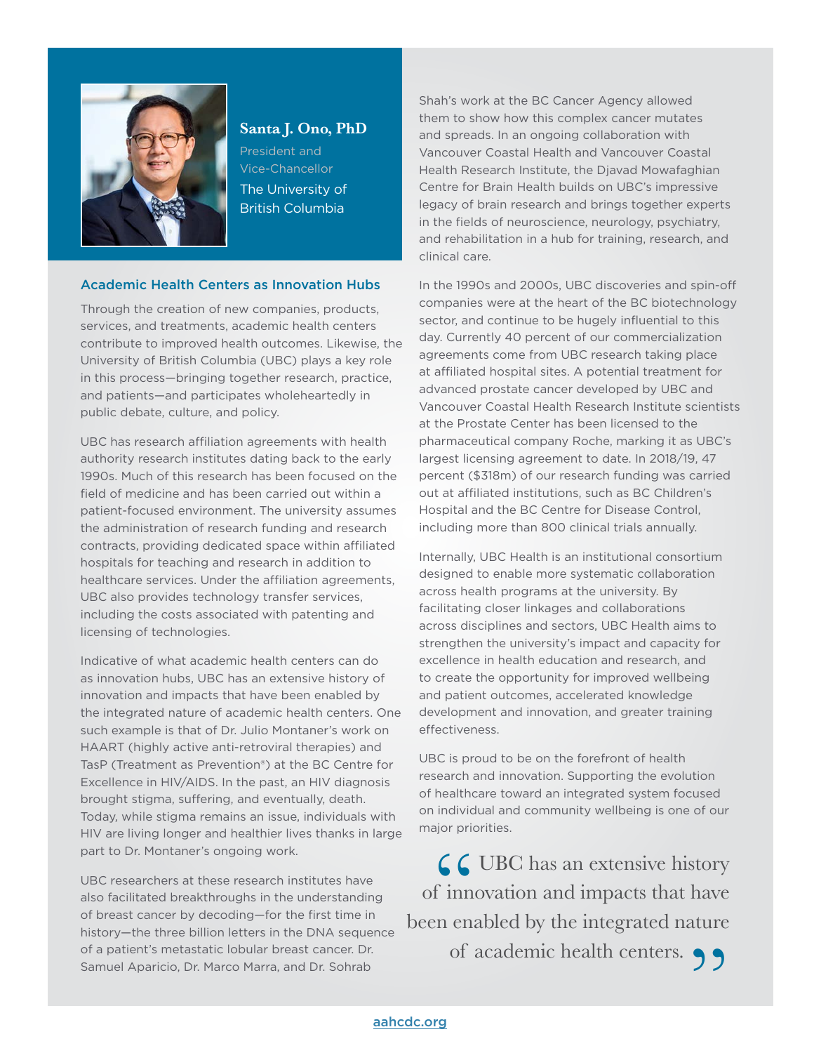**Santa J. Ono, PhD**

President and Vice-Chancellor

The University of British Columbia

## Academic Health Centers as Innovation Hubs

Through the creation of new companies, products, services, and treatments, academic health centers contribute to improved health outcomes. Likewise, the University of British Columbia (UBC) plays a key role in this process—bringing together research, practice, and patients—and participates wholeheartedly in public debate, culture, and policy.

UBC has research affiliation agreements with health authority research institutes dating back to the early 1990s. Much of this research has been focused on the field of medicine and has been carried out within a patient-focused environment. The university assumes the administration of research funding and research contracts, providing dedicated space within affiliated hospitals for teaching and research in addition to healthcare services. Under the affiliation agreements, UBC also provides technology transfer services, including the costs associated with patenting and licensing of technologies.

Indicative of what academic health centers can do as innovation hubs, UBC has an extensive history of innovation and impacts that have been enabled by the integrated nature of academic health centers. One such example is that of Dr. Julio Montaner's work on HAART (highly active anti-retroviral therapies) and TasP (Treatment as Prevention®) at the BC Centre for Excellence in HIV/AIDS. In the past, an HIV diagnosis brought stigma, suffering, and eventually, death. Today, while stigma remains an issue, individuals with HIV are living longer and healthier lives thanks in large part to Dr. Montaner's ongoing work.

UBC researchers at these research institutes have also facilitated breakthroughs in the understanding of breast cancer by decoding—for the first time in history—the three billion letters in the DNA sequence of a patient's metastatic lobular breast cancer. Dr. Samuel Aparicio, Dr. Marco Marra, and Dr. Sohrab Shah's work at the BC Cancer Agency allowed them to show how this complex cancer mutates and spreads. In an ongoing collaboration with Vancouver Coastal Health and Vancouver Coastal Health Research Institute, the Djavad Mowafaghian Centre for Brain Health builds on UBC's impressive legacy of brain research and brings together experts in the fields of neuroscience, neurology, psychiatry, and rehabilitation in a hub for training, research, and clinical care.

In the 1990s and 2000s, UBC discoveries and spin-off companies were at the heart of the BC biotechnology sector, and continue to be hugely influential to this day. Currently 40 percent of our commercialization agreements come from UBC research taking place at affiliated hospital sites. A potential treatment for advanced prostate cancer developed by UBC and Vancouver Coastal Health Research Institute scientists at the Prostate Center has been licensed to the pharmaceutical company Roche, marking it as UBC's largest licensing agreement to date. In 2018/19, 47 percent ($318m) of our research funding was carried out at affiliated institutions, such as BC Children's Hospital and the BC Centre for Disease Control, including more than 800 clinical trials annually.

Internally, UBC Health is an institutional consortium designed to enable more systematic collaboration across health programs at the university. By facilitating closer linkages and collaborations across disciplines and sectors, UBC Health aims to strengthen the university's impact and capacity for excellence in health education and research, and to create the opportunity for improved wellbeing and patient outcomes, accelerated knowledge development and innovation, and greater training effectiveness.

UBC is proud to be on the forefront of health research and innovation. Supporting the evolution of healthcare toward an integrated system focused on individual and community wellbeing is one of our major priorities.

> "UBC has an extensive history of innovation and impacts that have been enabled by the integrated nature of academic health centers."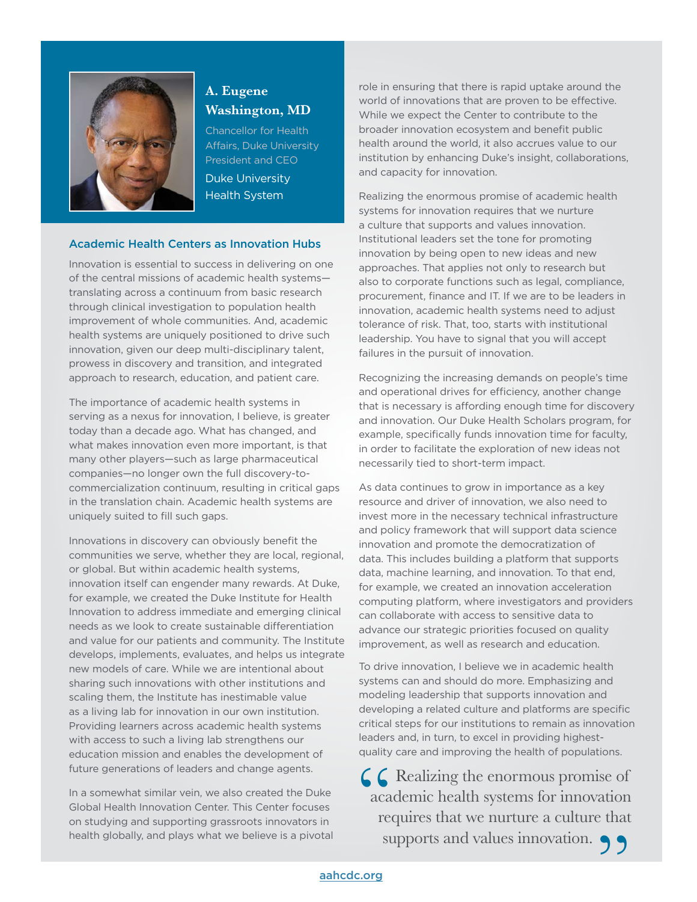## A. Eugene Washington, MD

Chancellor for Health Affairs, Duke University
President and CEO

Duke University Health System

### Academic Health Centers as Innovation Hubs

Innovation is essential to success in delivering on one of the central missions of academic health systems—translating across a continuum from basic research through clinical investigation to population health improvement of whole communities. And, academic health systems are uniquely positioned to drive such innovation, given our deep multi-disciplinary talent, prowess in discovery and transition, and integrated approach to research, education, and patient care.

The importance of academic health systems in serving as a nexus for innovation, I believe, is greater today than a decade ago. What has changed, and what makes innovation even more important, is that many other players—such as large pharmaceutical companies—no longer own the full discovery-to-commercialization continuum, resulting in critical gaps in the translation chain. Academic health systems are uniquely suited to fill such gaps.

Innovations in discovery can obviously benefit the communities we serve, whether they are local, regional, or global. But within academic health systems, innovation itself can engender many rewards. At Duke, for example, we created the Duke Institute for Health Innovation to address immediate and emerging clinical needs as we look to create sustainable differentiation and value for our patients and community. The Institute develops, implements, evaluates, and helps us integrate new models of care. While we are intentional about sharing such innovations with other institutions and scaling them, the Institute has inestimable value as a living lab for innovation in our own institution. Providing learners across academic health systems with access to such a living lab strengthens our education mission and enables the development of future generations of leaders and change agents.

In a somewhat similar vein, we also created the Duke Global Health Innovation Center. This Center focuses on studying and supporting grassroots innovators in health globally, and plays what we believe is a pivotal role in ensuring that there is rapid uptake around the world of innovations that are proven to be effective. While we expect the Center to contribute to the broader innovation ecosystem and benefit public health around the world, it also accrues value to our institution by enhancing Duke's insight, collaborations, and capacity for innovation.

Realizing the enormous promise of academic health systems for innovation requires that we nurture a culture that supports and values innovation. Institutional leaders set the tone for promoting innovation by being open to new ideas and new approaches. That applies not only to research but also to corporate functions such as legal, compliance, procurement, finance and IT. If we are to be leaders in innovation, academic health systems need to adjust tolerance of risk. That, too, starts with institutional leadership. You have to signal that you will accept failures in the pursuit of innovation.

Recognizing the increasing demands on people's time and operational drives for efficiency, another change that is necessary is affording enough time for discovery and innovation. Our Duke Health Scholars program, for example, specifically funds innovation time for faculty, in order to facilitate the exploration of new ideas not necessarily tied to short-term impact.

As data continues to grow in importance as a key resource and driver of innovation, we also need to invest more in the necessary technical infrastructure and policy framework that will support data science innovation and promote the democratization of data. This includes building a platform that supports data, machine learning, and innovation. To that end, for example, we created an innovation acceleration computing platform, where investigators and providers can collaborate with access to sensitive data to advance our strategic priorities focused on quality improvement, as well as research and education.

To drive innovation, I believe we in academic health systems can and should do more. Emphasizing and modeling leadership that supports innovation and developing a related culture and platforms are specific critical steps for our institutions to remain as innovation leaders and, in turn, to excel in providing highest-quality care and improving the health of populations.

> "Realizing the enormous promise of academic health systems for innovation requires that we nurture a culture that supports and values innovation."

aahcdc.org